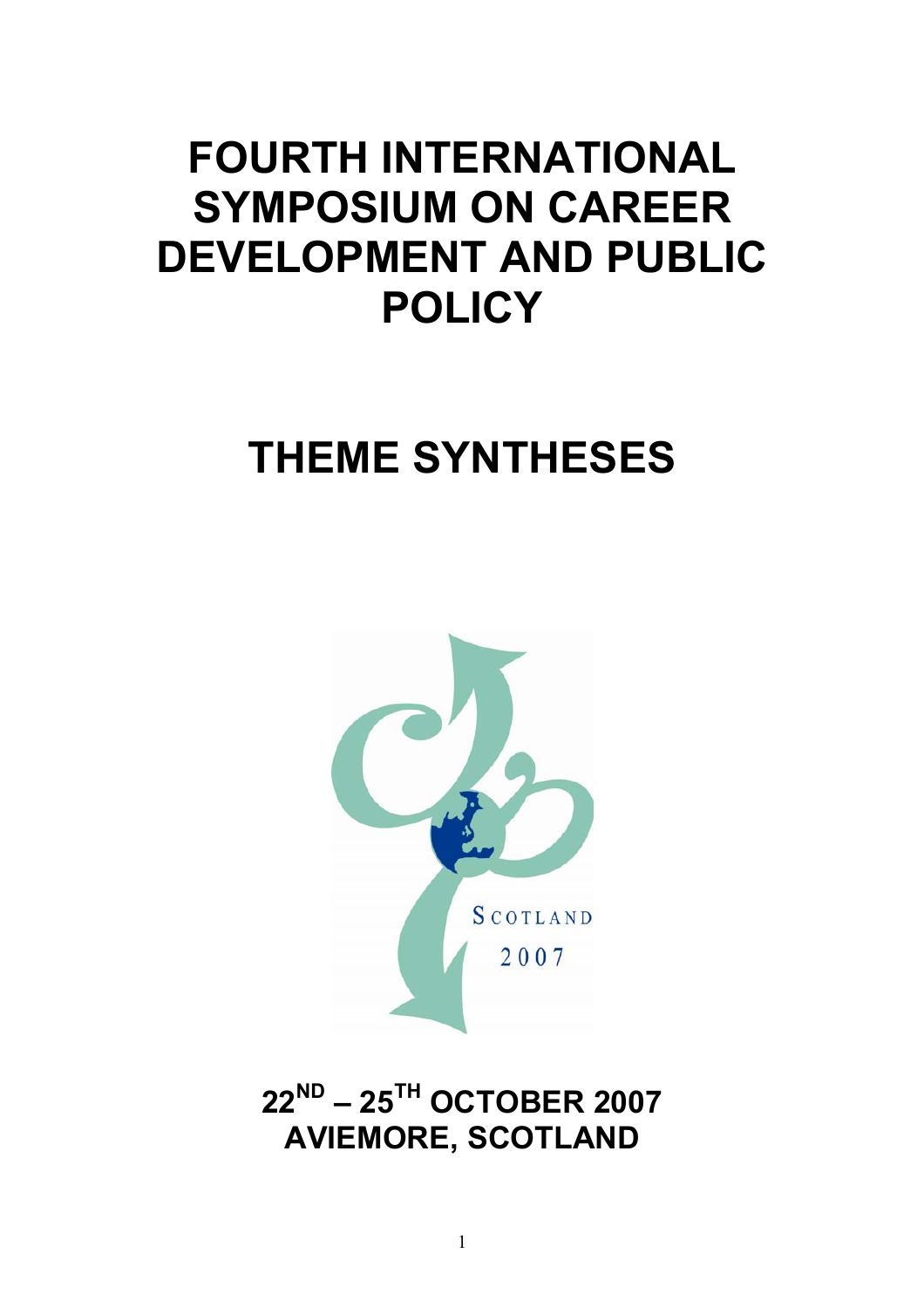# FOURTH INTERNATIONAL SYMPOSIUM ON CAREER DEVELOPMENT AND PUBLIC POLICY

# THEME SYNTHESES

SCOTLAND
2007

**22ND – 25TH OCTOBER 2007**
**AVIEMORE, SCOTLAND**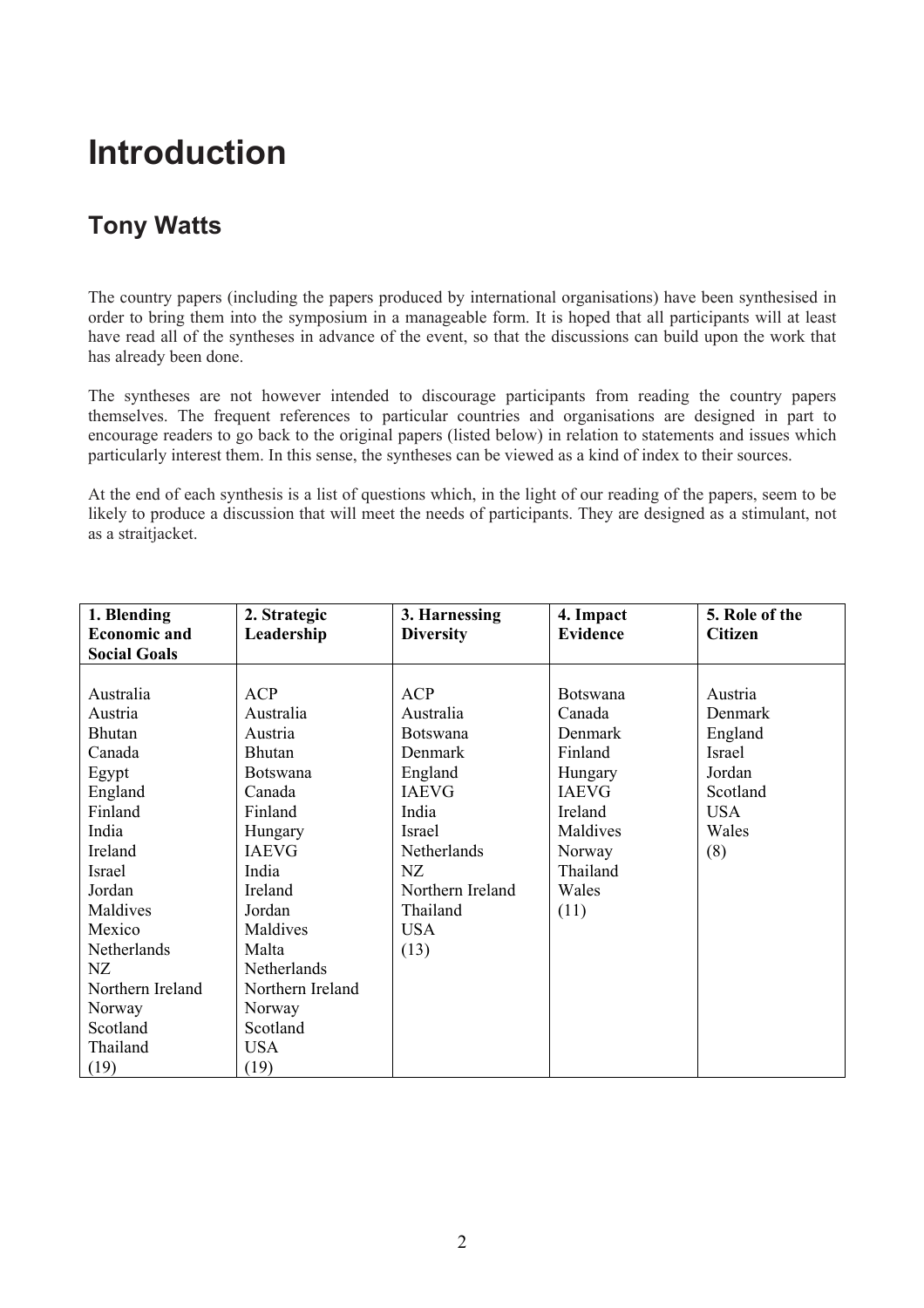# Introduction

## Tony Watts

The country papers (including the papers produced by international organisations) have been synthesised in order to bring them into the symposium in a manageable form. It is hoped that all participants will at least have read all of the syntheses in advance of the event, so that the discussions can build upon the work that has already been done.

The syntheses are not however intended to discourage participants from reading the country papers themselves. The frequent references to particular countries and organisations are designed in part to encourage readers to go back to the original papers (listed below) in relation to statements and issues which particularly interest them. In this sense, the syntheses can be viewed as a kind of index to their sources.

At the end of each synthesis is a list of questions which, in the light of our reading of the papers, seem to be likely to produce a discussion that will meet the needs of participants. They are designed as a stimulant, not as a straitjacket.

| 1. Blending Economic and Social Goals | 2. Strategic Leadership | 3. Harnessing Diversity | 4. Impact Evidence | 5. Role of the Citizen |
|---|---|---|---|---|
| Australia | ACP | ACP | Botswana | Austria |
| Austria | Australia | Australia | Canada | Denmark |
| Bhutan | Austria | Botswana | Denmark | England |
| Canada | Bhutan | Denmark | Finland | Israel |
| Egypt | Botswana | England | Hungary | Jordan |
| England | Canada | IAEVG | IAEVG | Scotland |
| Finland | Finland | India | Ireland | USA |
| India | Hungary | Israel | Maldives | Wales |
| Ireland | IAEVG | Netherlands | Norway | (8) |
| Israel | India | NZ | Thailand | |
| Jordan | Ireland | Northern Ireland | Wales | |
| Maldives | Jordan | Thailand | (11) | |
| Mexico | Maldives | USA | | |
| Netherlands | Malta | (13) | | |
| NZ | Netherlands | | | |
| Northern Ireland | Northern Ireland | | | |
| Norway | Norway | | | |
| Scotland | Scotland | | | |
| Thailand | USA | | | |
| (19) | (19) | | | |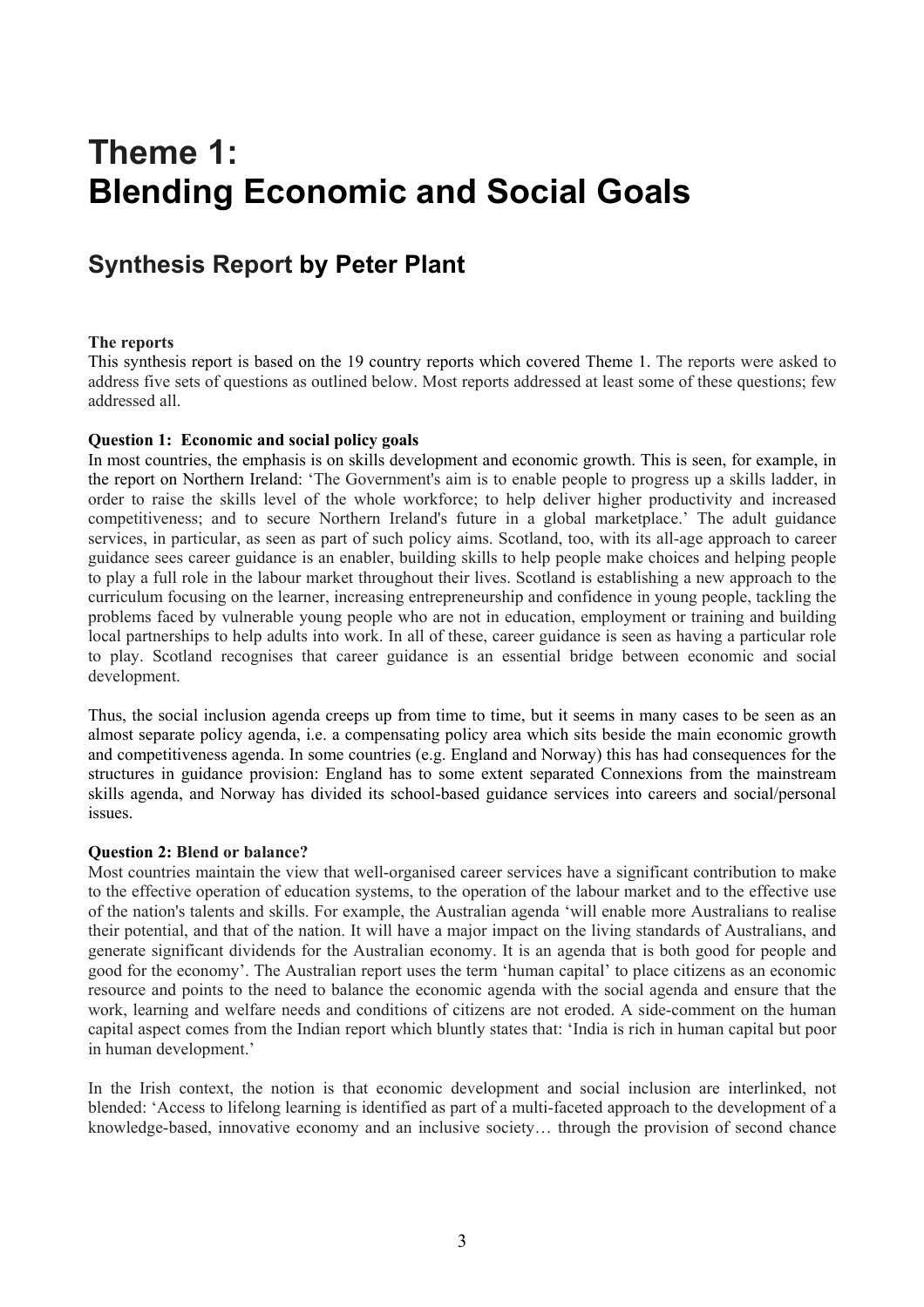# Theme 1: Blending Economic and Social Goals

## Synthesis Report by Peter Plant

**The reports**

This synthesis report is based on the 19 country reports which covered Theme 1. The reports were asked to address five sets of questions as outlined below. Most reports addressed at least some of these questions; few addressed all.

**Question 1: Economic and social policy goals**

In most countries, the emphasis is on skills development and economic growth. This is seen, for example, in the report on Northern Ireland: 'The Government's aim is to enable people to progress up a skills ladder, in order to raise the skills level of the whole workforce; to help deliver higher productivity and increased competitiveness; and to secure Northern Ireland's future in a global marketplace.' The adult guidance services, in particular, as seen as part of such policy aims. Scotland, too, with its all-age approach to career guidance sees career guidance is an enabler, building skills to help people make choices and helping people to play a full role in the labour market throughout their lives. Scotland is establishing a new approach to the curriculum focusing on the learner, increasing entrepreneurship and confidence in young people, tackling the problems faced by vulnerable young people who are not in education, employment or training and building local partnerships to help adults into work. In all of these, career guidance is seen as having a particular role to play. Scotland recognises that career guidance is an essential bridge between economic and social development.

Thus, the social inclusion agenda creeps up from time to time, but it seems in many cases to be seen as an almost separate policy agenda, i.e. a compensating policy area which sits beside the main economic growth and competitiveness agenda. In some countries (e.g. England and Norway) this has had consequences for the structures in guidance provision: England has to some extent separated Connexions from the mainstream skills agenda, and Norway has divided its school-based guidance services into careers and social/personal issues.

**Question 2: Blend or balance?**

Most countries maintain the view that well-organised career services have a significant contribution to make to the effective operation of education systems, to the operation of the labour market and to the effective use of the nation's talents and skills. For example, the Australian agenda 'will enable more Australians to realise their potential, and that of the nation. It will have a major impact on the living standards of Australians, and generate significant dividends for the Australian economy. It is an agenda that is both good for people and good for the economy'. The Australian report uses the term 'human capital' to place citizens as an economic resource and points to the need to balance the economic agenda with the social agenda and ensure that the work, learning and welfare needs and conditions of citizens are not eroded. A side-comment on the human capital aspect comes from the Indian report which bluntly states that: 'India is rich in human capital but poor in human development.'

In the Irish context, the notion is that economic development and social inclusion are interlinked, not blended: 'Access to lifelong learning is identified as part of a multi-faceted approach to the development of a knowledge-based, innovative economy and an inclusive society… through the provision of second chance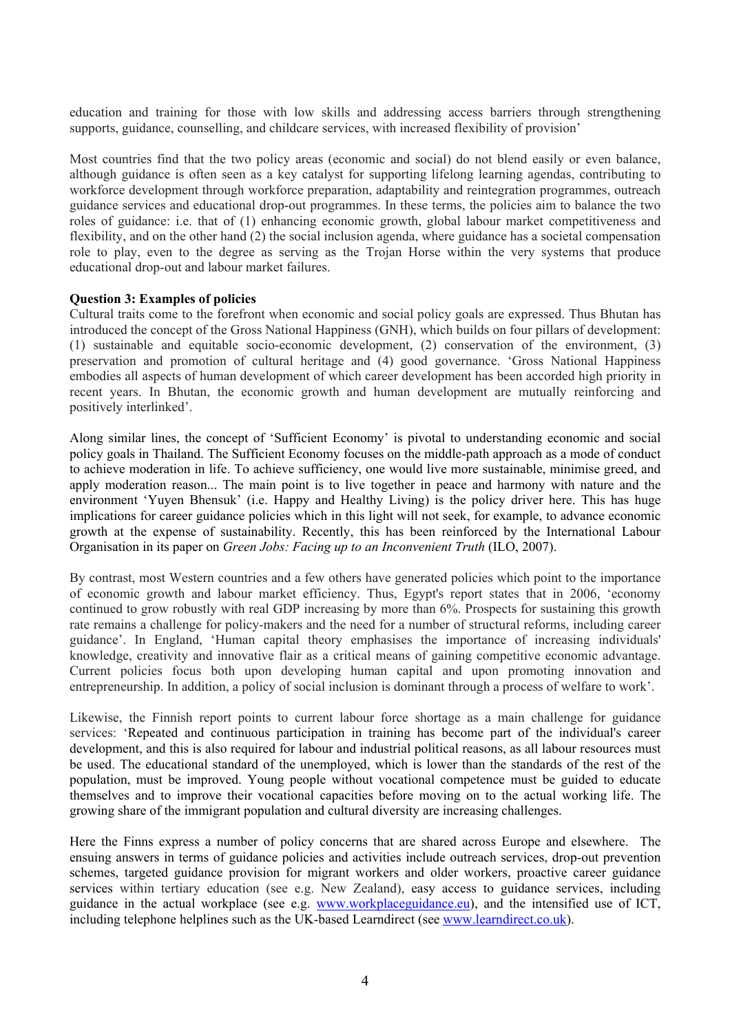education and training for those with low skills and addressing access barriers through strengthening supports, guidance, counselling, and childcare services, with increased flexibility of provision'

Most countries find that the two policy areas (economic and social) do not blend easily or even balance, although guidance is often seen as a key catalyst for supporting lifelong learning agendas, contributing to workforce development through workforce preparation, adaptability and reintegration programmes, outreach guidance services and educational drop-out programmes. In these terms, the policies aim to balance the two roles of guidance: i.e. that of (1) enhancing economic growth, global labour market competitiveness and flexibility, and on the other hand (2) the social inclusion agenda, where guidance has a societal compensation role to play, even to the degree as serving as the Trojan Horse within the very systems that produce educational drop-out and labour market failures.

**Question 3: Examples of policies**

Cultural traits come to the forefront when economic and social policy goals are expressed. Thus Bhutan has introduced the concept of the Gross National Happiness (GNH), which builds on four pillars of development: (1) sustainable and equitable socio-economic development, (2) conservation of the environment, (3) preservation and promotion of cultural heritage and (4) good governance. 'Gross National Happiness embodies all aspects of human development of which career development has been accorded high priority in recent years. In Bhutan, the economic growth and human development are mutually reinforcing and positively interlinked'.

Along similar lines, the concept of 'Sufficient Economy' is pivotal to understanding economic and social policy goals in Thailand. The Sufficient Economy focuses on the middle-path approach as a mode of conduct to achieve moderation in life. To achieve sufficiency, one would live more sustainable, minimise greed, and apply moderation reason... The main point is to live together in peace and harmony with nature and the environment 'Yuyen Bhensuk' (i.e. Happy and Healthy Living) is the policy driver here. This has huge implications for career guidance policies which in this light will not seek, for example, to advance economic growth at the expense of sustainability. Recently, this has been reinforced by the International Labour Organisation in its paper on *Green Jobs: Facing up to an Inconvenient Truth* (ILO, 2007).

By contrast, most Western countries and a few others have generated policies which point to the importance of economic growth and labour market efficiency. Thus, Egypt's report states that in 2006, 'economy continued to grow robustly with real GDP increasing by more than 6%. Prospects for sustaining this growth rate remains a challenge for policy-makers and the need for a number of structural reforms, including career guidance'. In England, 'Human capital theory emphasises the importance of increasing individuals' knowledge, creativity and innovative flair as a critical means of gaining competitive economic advantage. Current policies focus both upon developing human capital and upon promoting innovation and entrepreneurship. In addition, a policy of social inclusion is dominant through a process of welfare to work'.

Likewise, the Finnish report points to current labour force shortage as a main challenge for guidance services: 'Repeated and continuous participation in training has become part of the individual's career development, and this is also required for labour and industrial political reasons, as all labour resources must be used. The educational standard of the unemployed, which is lower than the standards of the rest of the population, must be improved. Young people without vocational competence must be guided to educate themselves and to improve their vocational capacities before moving on to the actual working life. The growing share of the immigrant population and cultural diversity are increasing challenges.

Here the Finns express a number of policy concerns that are shared across Europe and elsewhere. The ensuing answers in terms of guidance policies and activities include outreach services, drop-out prevention schemes, targeted guidance provision for migrant workers and older workers, proactive career guidance services within tertiary education (see e.g. New Zealand), easy access to guidance services, including guidance in the actual workplace (see e.g. www.workplaceguidance.eu), and the intensified use of ICT, including telephone helplines such as the UK-based Learndirect (see www.learndirect.co.uk).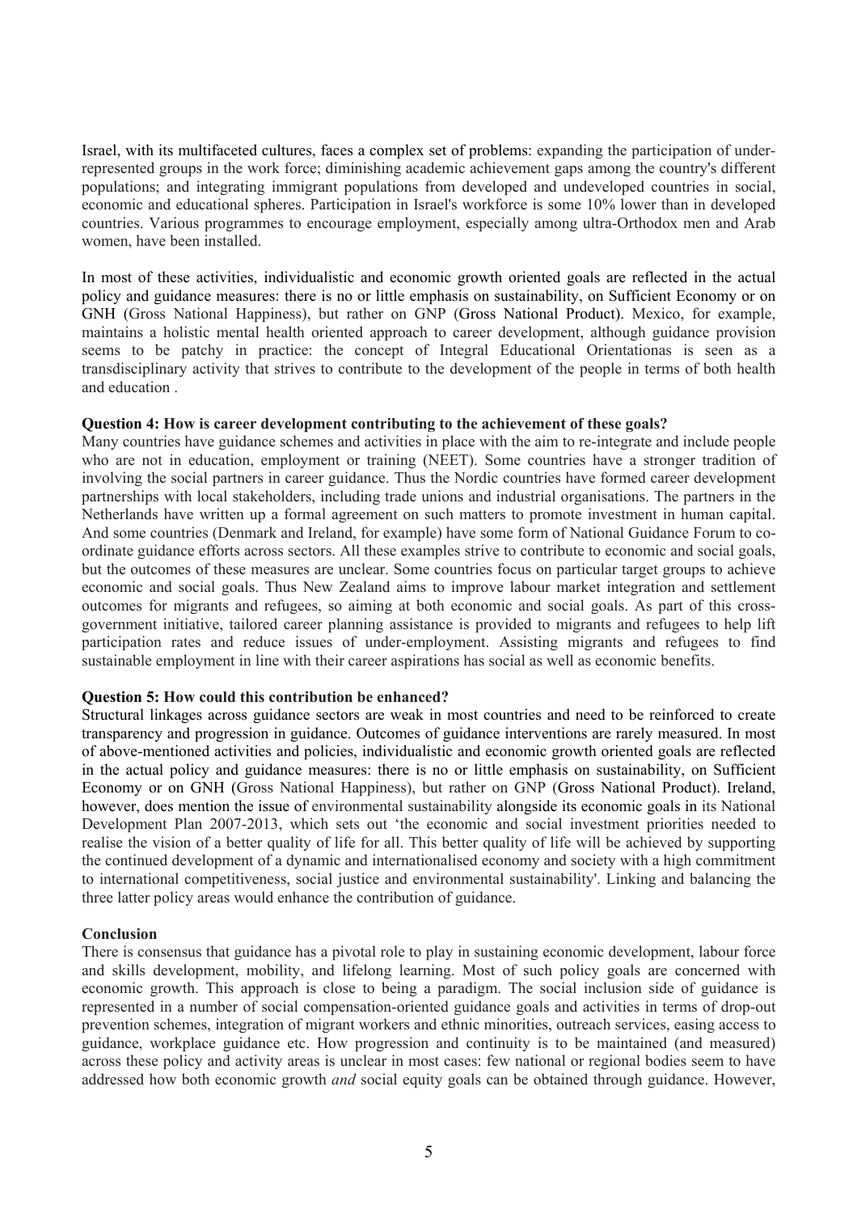Israel, with its multifaceted cultures, faces a complex set of problems: expanding the participation of under-represented groups in the work force; diminishing academic achievement gaps among the country's different populations; and integrating immigrant populations from developed and undeveloped countries in social, economic and educational spheres. Participation in Israel's workforce is some 10% lower than in developed countries. Various programmes to encourage employment, especially among ultra-Orthodox men and Arab women, have been installed.

In most of these activities, individualistic and economic growth oriented goals are reflected in the actual policy and guidance measures: there is no or little emphasis on sustainability, on Sufficient Economy or on GNH (Gross National Happiness), but rather on GNP (Gross National Product). Mexico, for example, maintains a holistic mental health oriented approach to career development, although guidance provision seems to be patchy in practice: the concept of Integral Educational Orientationas is seen as a transdisciplinary activity that strives to contribute to the development of the people in terms of both health and education .

**Question 4: How is career development contributing to the achievement of these goals?**

Many countries have guidance schemes and activities in place with the aim to re-integrate and include people who are not in education, employment or training (NEET). Some countries have a stronger tradition of involving the social partners in career guidance. Thus the Nordic countries have formed career development partnerships with local stakeholders, including trade unions and industrial organisations. The partners in the Netherlands have written up a formal agreement on such matters to promote investment in human capital. And some countries (Denmark and Ireland, for example) have some form of National Guidance Forum to co-ordinate guidance efforts across sectors. All these examples strive to contribute to economic and social goals, but the outcomes of these measures are unclear. Some countries focus on particular target groups to achieve economic and social goals. Thus New Zealand aims to improve labour market integration and settlement outcomes for migrants and refugees, so aiming at both economic and social goals. As part of this cross-government initiative, tailored career planning assistance is provided to migrants and refugees to help lift participation rates and reduce issues of under-employment. Assisting migrants and refugees to find sustainable employment in line with their career aspirations has social as well as economic benefits.

**Question 5: How could this contribution be enhanced?**

Structural linkages across guidance sectors are weak in most countries and need to be reinforced to create transparency and progression in guidance. Outcomes of guidance interventions are rarely measured. In most of above-mentioned activities and policies, individualistic and economic growth oriented goals are reflected in the actual policy and guidance measures: there is no or little emphasis on sustainability, on Sufficient Economy or on GNH (Gross National Happiness), but rather on GNP (Gross National Product). Ireland, however, does mention the issue of environmental sustainability alongside its economic goals in its National Development Plan 2007-2013, which sets out 'the economic and social investment priorities needed to realise the vision of a better quality of life for all. This better quality of life will be achieved by supporting the continued development of a dynamic and internationalised economy and society with a high commitment to international competitiveness, social justice and environmental sustainability'. Linking and balancing the three latter policy areas would enhance the contribution of guidance.

**Conclusion**

There is consensus that guidance has a pivotal role to play in sustaining economic development, labour force and skills development, mobility, and lifelong learning. Most of such policy goals are concerned with economic growth. This approach is close to being a paradigm. The social inclusion side of guidance is represented in a number of social compensation-oriented guidance goals and activities in terms of drop-out prevention schemes, integration of migrant workers and ethnic minorities, outreach services, easing access to guidance, workplace guidance etc. How progression and continuity is to be maintained (and measured) across these policy and activity areas is unclear in most cases: few national or regional bodies seem to have addressed how both economic growth *and* social equity goals can be obtained through guidance. However,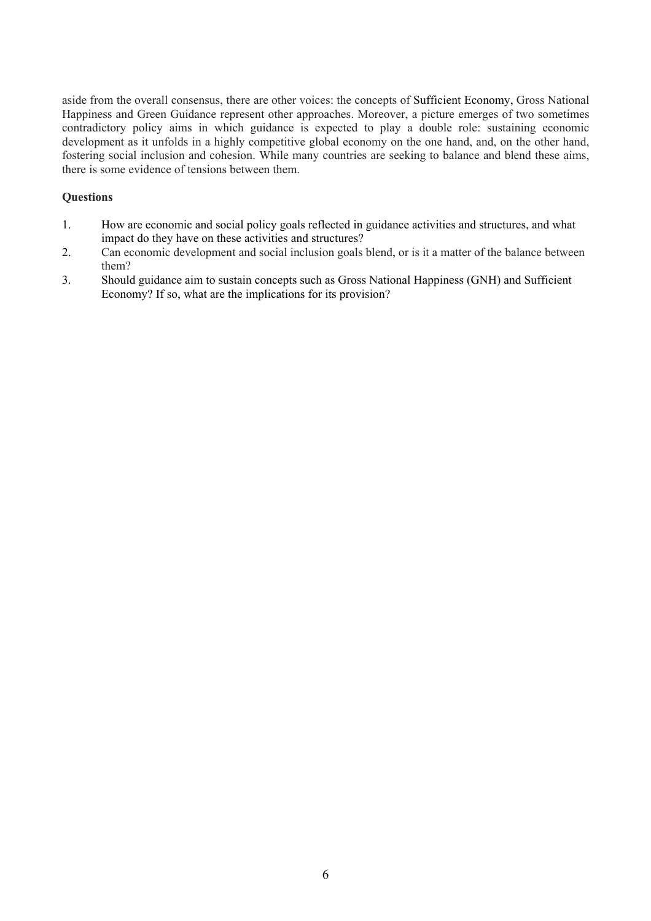aside from the overall consensus, there are other voices: the concepts of Sufficient Economy, Gross National Happiness and Green Guidance represent other approaches. Moreover, a picture emerges of two sometimes contradictory policy aims in which guidance is expected to play a double role: sustaining economic development as it unfolds in a highly competitive global economy on the one hand, and, on the other hand, fostering social inclusion and cohesion. While many countries are seeking to balance and blend these aims, there is some evidence of tensions between them.

**Questions**

1. How are economic and social policy goals reflected in guidance activities and structures, and what impact do they have on these activities and structures?
2. Can economic development and social inclusion goals blend, or is it a matter of the balance between them?
3. Should guidance aim to sustain concepts such as Gross National Happiness (GNH) and Sufficient Economy? If so, what are the implications for its provision?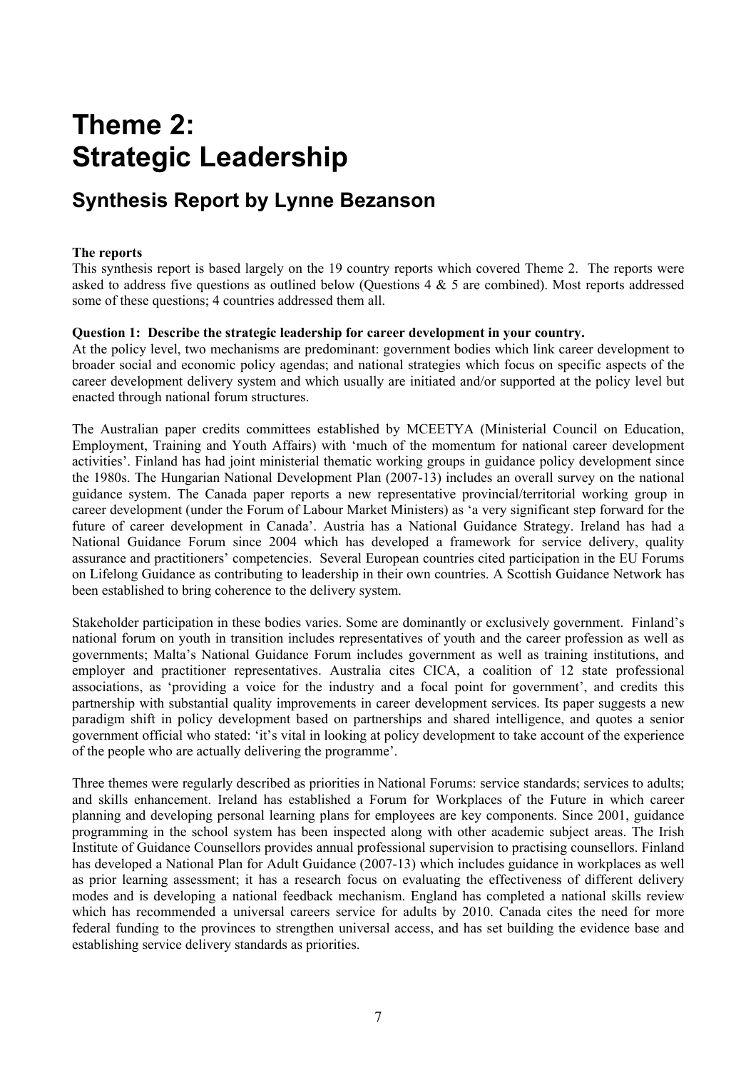# Theme 2: Strategic Leadership

## Synthesis Report by Lynne Bezanson

**The reports**

This synthesis report is based largely on the 19 country reports which covered Theme 2. The reports were asked to address five questions as outlined below (Questions 4 & 5 are combined). Most reports addressed some of these questions; 4 countries addressed them all.

**Question 1: Describe the strategic leadership for career development in your country.**

At the policy level, two mechanisms are predominant: government bodies which link career development to broader social and economic policy agendas; and national strategies which focus on specific aspects of the career development delivery system and which usually are initiated and/or supported at the policy level but enacted through national forum structures.

The Australian paper credits committees established by MCEETYA (Ministerial Council on Education, Employment, Training and Youth Affairs) with 'much of the momentum for national career development activities'. Finland has had joint ministerial thematic working groups in guidance policy development since the 1980s. The Hungarian National Development Plan (2007-13) includes an overall survey on the national guidance system. The Canada paper reports a new representative provincial/territorial working group in career development (under the Forum of Labour Market Ministers) as 'a very significant step forward for the future of career development in Canada'. Austria has a National Guidance Strategy. Ireland has had a National Guidance Forum since 2004 which has developed a framework for service delivery, quality assurance and practitioners' competencies. Several European countries cited participation in the EU Forums on Lifelong Guidance as contributing to leadership in their own countries. A Scottish Guidance Network has been established to bring coherence to the delivery system.

Stakeholder participation in these bodies varies. Some are dominantly or exclusively government. Finland's national forum on youth in transition includes representatives of youth and the career profession as well as governments; Malta's National Guidance Forum includes government as well as training institutions, and employer and practitioner representatives. Australia cites CICA, a coalition of 12 state professional associations, as 'providing a voice for the industry and a focal point for government', and credits this partnership with substantial quality improvements in career development services. Its paper suggests a new paradigm shift in policy development based on partnerships and shared intelligence, and quotes a senior government official who stated: 'it's vital in looking at policy development to take account of the experience of the people who are actually delivering the programme'.

Three themes were regularly described as priorities in National Forums: service standards; services to adults; and skills enhancement. Ireland has established a Forum for Workplaces of the Future in which career planning and developing personal learning plans for employees are key components. Since 2001, guidance programming in the school system has been inspected along with other academic subject areas. The Irish Institute of Guidance Counsellors provides annual professional supervision to practising counsellors. Finland has developed a National Plan for Adult Guidance (2007-13) which includes guidance in workplaces as well as prior learning assessment; it has a research focus on evaluating the effectiveness of different delivery modes and is developing a national feedback mechanism. England has completed a national skills review which has recommended a universal careers service for adults by 2010. Canada cites the need for more federal funding to the provinces to strengthen universal access, and has set building the evidence base and establishing service delivery standards as priorities.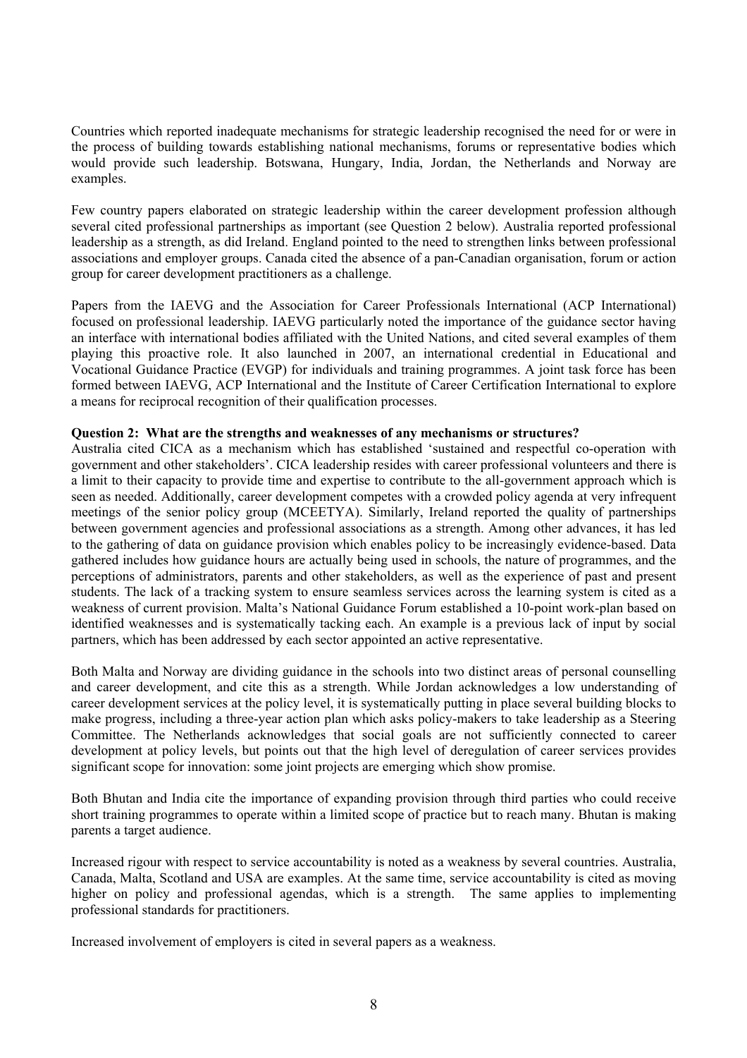Countries which reported inadequate mechanisms for strategic leadership recognised the need for or were in the process of building towards establishing national mechanisms, forums or representative bodies which would provide such leadership. Botswana, Hungary, India, Jordan, the Netherlands and Norway are examples.

Few country papers elaborated on strategic leadership within the career development profession although several cited professional partnerships as important (see Question 2 below). Australia reported professional leadership as a strength, as did Ireland. England pointed to the need to strengthen links between professional associations and employer groups. Canada cited the absence of a pan-Canadian organisation, forum or action group for career development practitioners as a challenge.

Papers from the IAEVG and the Association for Career Professionals International (ACP International) focused on professional leadership. IAEVG particularly noted the importance of the guidance sector having an interface with international bodies affiliated with the United Nations, and cited several examples of them playing this proactive role. It also launched in 2007, an international credential in Educational and Vocational Guidance Practice (EVGP) for individuals and training programmes. A joint task force has been formed between IAEVG, ACP International and the Institute of Career Certification International to explore a means for reciprocal recognition of their qualification processes.

**Question 2: What are the strengths and weaknesses of any mechanisms or structures?**

Australia cited CICA as a mechanism which has established 'sustained and respectful co-operation with government and other stakeholders'. CICA leadership resides with career professional volunteers and there is a limit to their capacity to provide time and expertise to contribute to the all-government approach which is seen as needed. Additionally, career development competes with a crowded policy agenda at very infrequent meetings of the senior policy group (MCEETYA). Similarly, Ireland reported the quality of partnerships between government agencies and professional associations as a strength. Among other advances, it has led to the gathering of data on guidance provision which enables policy to be increasingly evidence-based. Data gathered includes how guidance hours are actually being used in schools, the nature of programmes, and the perceptions of administrators, parents and other stakeholders, as well as the experience of past and present students. The lack of a tracking system to ensure seamless services across the learning system is cited as a weakness of current provision. Malta's National Guidance Forum established a 10-point work-plan based on identified weaknesses and is systematically tacking each. An example is a previous lack of input by social partners, which has been addressed by each sector appointed an active representative.

Both Malta and Norway are dividing guidance in the schools into two distinct areas of personal counselling and career development, and cite this as a strength. While Jordan acknowledges a low understanding of career development services at the policy level, it is systematically putting in place several building blocks to make progress, including a three-year action plan which asks policy-makers to take leadership as a Steering Committee. The Netherlands acknowledges that social goals are not sufficiently connected to career development at policy levels, but points out that the high level of deregulation of career services provides significant scope for innovation: some joint projects are emerging which show promise.

Both Bhutan and India cite the importance of expanding provision through third parties who could receive short training programmes to operate within a limited scope of practice but to reach many. Bhutan is making parents a target audience.

Increased rigour with respect to service accountability is noted as a weakness by several countries. Australia, Canada, Malta, Scotland and USA are examples. At the same time, service accountability is cited as moving higher on policy and professional agendas, which is a strength. The same applies to implementing professional standards for practitioners.

Increased involvement of employers is cited in several papers as a weakness.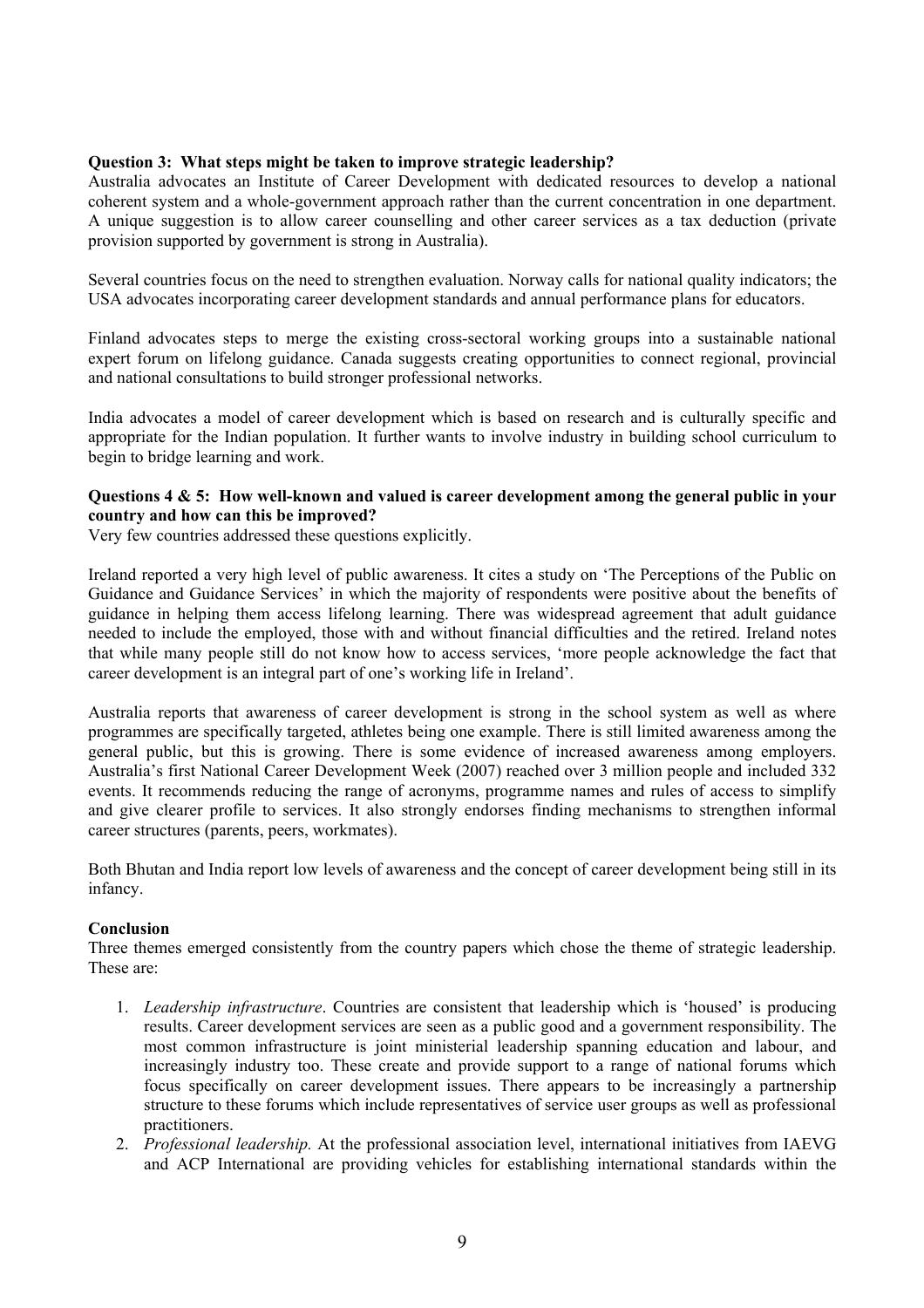**Question 3: What steps might be taken to improve strategic leadership?**

Australia advocates an Institute of Career Development with dedicated resources to develop a national coherent system and a whole-government approach rather than the current concentration in one department. A unique suggestion is to allow career counselling and other career services as a tax deduction (private provision supported by government is strong in Australia).

Several countries focus on the need to strengthen evaluation. Norway calls for national quality indicators; the USA advocates incorporating career development standards and annual performance plans for educators.

Finland advocates steps to merge the existing cross-sectoral working groups into a sustainable national expert forum on lifelong guidance. Canada suggests creating opportunities to connect regional, provincial and national consultations to build stronger professional networks.

India advocates a model of career development which is based on research and is culturally specific and appropriate for the Indian population. It further wants to involve industry in building school curriculum to begin to bridge learning and work.

**Questions 4 & 5: How well-known and valued is career development among the general public in your country and how can this be improved?**

Very few countries addressed these questions explicitly.

Ireland reported a very high level of public awareness. It cites a study on 'The Perceptions of the Public on Guidance and Guidance Services' in which the majority of respondents were positive about the benefits of guidance in helping them access lifelong learning. There was widespread agreement that adult guidance needed to include the employed, those with and without financial difficulties and the retired. Ireland notes that while many people still do not know how to access services, 'more people acknowledge the fact that career development is an integral part of one's working life in Ireland'.

Australia reports that awareness of career development is strong in the school system as well as where programmes are specifically targeted, athletes being one example. There is still limited awareness among the general public, but this is growing. There is some evidence of increased awareness among employers. Australia's first National Career Development Week (2007) reached over 3 million people and included 332 events. It recommends reducing the range of acronyms, programme names and rules of access to simplify and give clearer profile to services. It also strongly endorses finding mechanisms to strengthen informal career structures (parents, peers, workmates).

Both Bhutan and India report low levels of awareness and the concept of career development being still in its infancy.

**Conclusion**

Three themes emerged consistently from the country papers which chose the theme of strategic leadership. These are:

1. *Leadership infrastructure*. Countries are consistent that leadership which is 'housed' is producing results. Career development services are seen as a public good and a government responsibility. The most common infrastructure is joint ministerial leadership spanning education and labour, and increasingly industry too. These create and provide support to a range of national forums which focus specifically on career development issues. There appears to be increasingly a partnership structure to these forums which include representatives of service user groups as well as professional practitioners.
2. *Professional leadership.* At the professional association level, international initiatives from IAEVG and ACP International are providing vehicles for establishing international standards within the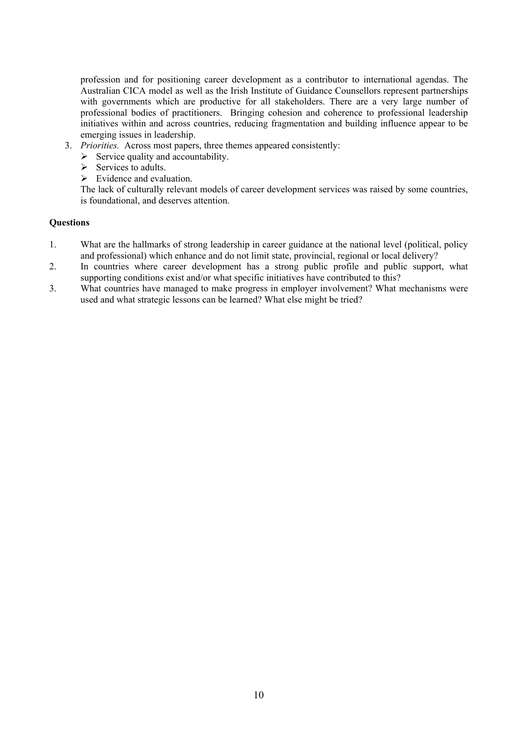profession and for positioning career development as a contributor to international agendas. The Australian CICA model as well as the Irish Institute of Guidance Counsellors represent partnerships with governments which are productive for all stakeholders. There are a very large number of professional bodies of practitioners. Bringing cohesion and coherence to professional leadership initiatives within and across countries, reducing fragmentation and building influence appear to be emerging issues in leadership.

3. *Priorities.* Across most papers, three themes appeared consistently:
   - Service quality and accountability.
   - Services to adults.
   - Evidence and evaluation.

   The lack of culturally relevant models of career development services was raised by some countries, is foundational, and deserves attention.

**Questions**

1. What are the hallmarks of strong leadership in career guidance at the national level (political, policy and professional) which enhance and do not limit state, provincial, regional or local delivery?
2. In countries where career development has a strong public profile and public support, what supporting conditions exist and/or what specific initiatives have contributed to this?
3. What countries have managed to make progress in employer involvement? What mechanisms were used and what strategic lessons can be learned? What else might be tried?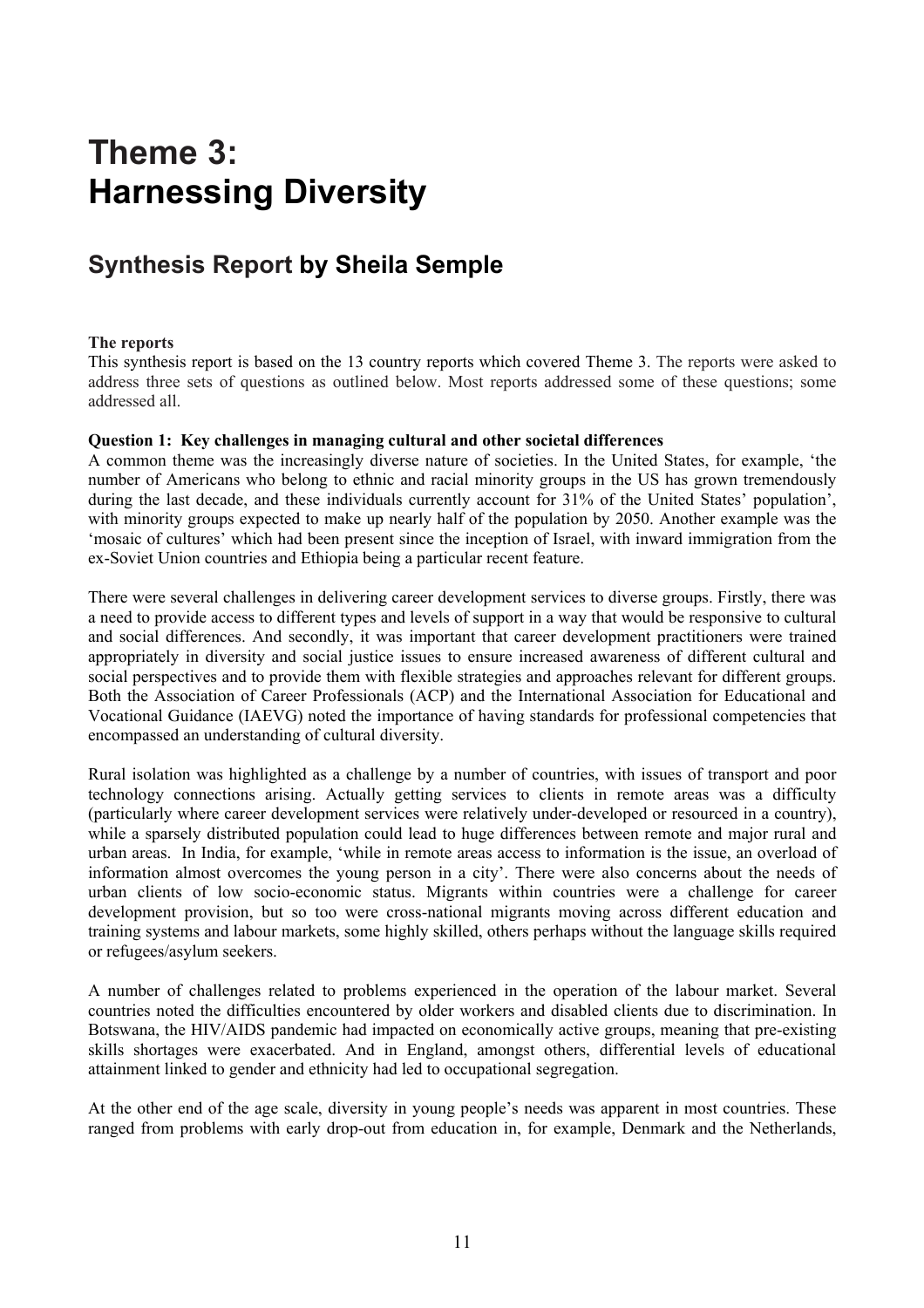# Theme 3: Harnessing Diversity

## Synthesis Report by Sheila Semple

**The reports**
This synthesis report is based on the 13 country reports which covered Theme 3. The reports were asked to address three sets of questions as outlined below. Most reports addressed some of these questions; some addressed all.

**Question 1: Key challenges in managing cultural and other societal differences**
A common theme was the increasingly diverse nature of societies. In the United States, for example, 'the number of Americans who belong to ethnic and racial minority groups in the US has grown tremendously during the last decade, and these individuals currently account for 31% of the United States' population', with minority groups expected to make up nearly half of the population by 2050. Another example was the 'mosaic of cultures' which had been present since the inception of Israel, with inward immigration from the ex-Soviet Union countries and Ethiopia being a particular recent feature.

There were several challenges in delivering career development services to diverse groups. Firstly, there was a need to provide access to different types and levels of support in a way that would be responsive to cultural and social differences. And secondly, it was important that career development practitioners were trained appropriately in diversity and social justice issues to ensure increased awareness of different cultural and social perspectives and to provide them with flexible strategies and approaches relevant for different groups. Both the Association of Career Professionals (ACP) and the International Association for Educational and Vocational Guidance (IAEVG) noted the importance of having standards for professional competencies that encompassed an understanding of cultural diversity.

Rural isolation was highlighted as a challenge by a number of countries, with issues of transport and poor technology connections arising. Actually getting services to clients in remote areas was a difficulty (particularly where career development services were relatively under-developed or resourced in a country), while a sparsely distributed population could lead to huge differences between remote and major rural and urban areas. In India, for example, 'while in remote areas access to information is the issue, an overload of information almost overcomes the young person in a city'. There were also concerns about the needs of urban clients of low socio-economic status. Migrants within countries were a challenge for career development provision, but so too were cross-national migrants moving across different education and training systems and labour markets, some highly skilled, others perhaps without the language skills required or refugees/asylum seekers.

A number of challenges related to problems experienced in the operation of the labour market. Several countries noted the difficulties encountered by older workers and disabled clients due to discrimination. In Botswana, the HIV/AIDS pandemic had impacted on economically active groups, meaning that pre-existing skills shortages were exacerbated. And in England, amongst others, differential levels of educational attainment linked to gender and ethnicity had led to occupational segregation.

At the other end of the age scale, diversity in young people's needs was apparent in most countries. These ranged from problems with early drop-out from education in, for example, Denmark and the Netherlands,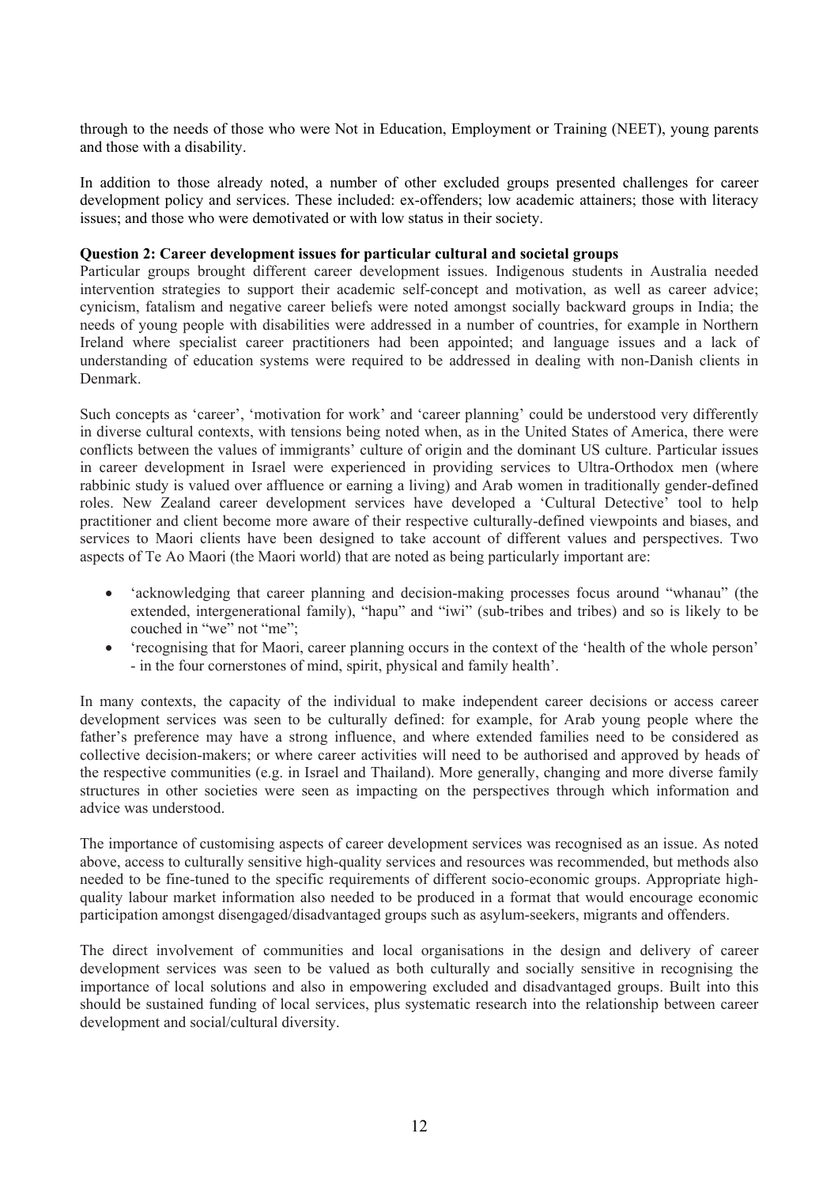through to the needs of those who were Not in Education, Employment or Training (NEET), young parents and those with a disability.

In addition to those already noted, a number of other excluded groups presented challenges for career development policy and services. These included: ex-offenders; low academic attainers; those with literacy issues; and those who were demotivated or with low status in their society.

**Question 2: Career development issues for particular cultural and societal groups**

Particular groups brought different career development issues. Indigenous students in Australia needed intervention strategies to support their academic self-concept and motivation, as well as career advice; cynicism, fatalism and negative career beliefs were noted amongst socially backward groups in India; the needs of young people with disabilities were addressed in a number of countries, for example in Northern Ireland where specialist career practitioners had been appointed; and language issues and a lack of understanding of education systems were required to be addressed in dealing with non-Danish clients in Denmark.

Such concepts as 'career', 'motivation for work' and 'career planning' could be understood very differently in diverse cultural contexts, with tensions being noted when, as in the United States of America, there were conflicts between the values of immigrants' culture of origin and the dominant US culture. Particular issues in career development in Israel were experienced in providing services to Ultra-Orthodox men (where rabbinic study is valued over affluence or earning a living) and Arab women in traditionally gender-defined roles. New Zealand career development services have developed a 'Cultural Detective' tool to help practitioner and client become more aware of their respective culturally-defined viewpoints and biases, and services to Maori clients have been designed to take account of different values and perspectives. Two aspects of Te Ao Maori (the Maori world) that are noted as being particularly important are:

- 'acknowledging that career planning and decision-making processes focus around "whanau" (the extended, intergenerational family), "hapu" and "iwi" (sub-tribes and tribes) and so is likely to be couched in "we" not "me";
- 'recognising that for Maori, career planning occurs in the context of the 'health of the whole person' - in the four cornerstones of mind, spirit, physical and family health'.

In many contexts, the capacity of the individual to make independent career decisions or access career development services was seen to be culturally defined: for example, for Arab young people where the father's preference may have a strong influence, and where extended families need to be considered as collective decision-makers; or where career activities will need to be authorised and approved by heads of the respective communities (e.g. in Israel and Thailand). More generally, changing and more diverse family structures in other societies were seen as impacting on the perspectives through which information and advice was understood.

The importance of customising aspects of career development services was recognised as an issue. As noted above, access to culturally sensitive high-quality services and resources was recommended, but methods also needed to be fine-tuned to the specific requirements of different socio-economic groups. Appropriate high-quality labour market information also needed to be produced in a format that would encourage economic participation amongst disengaged/disadvantaged groups such as asylum-seekers, migrants and offenders.

The direct involvement of communities and local organisations in the design and delivery of career development services was seen to be valued as both culturally and socially sensitive in recognising the importance of local solutions and also in empowering excluded and disadvantaged groups. Built into this should be sustained funding of local services, plus systematic research into the relationship between career development and social/cultural diversity.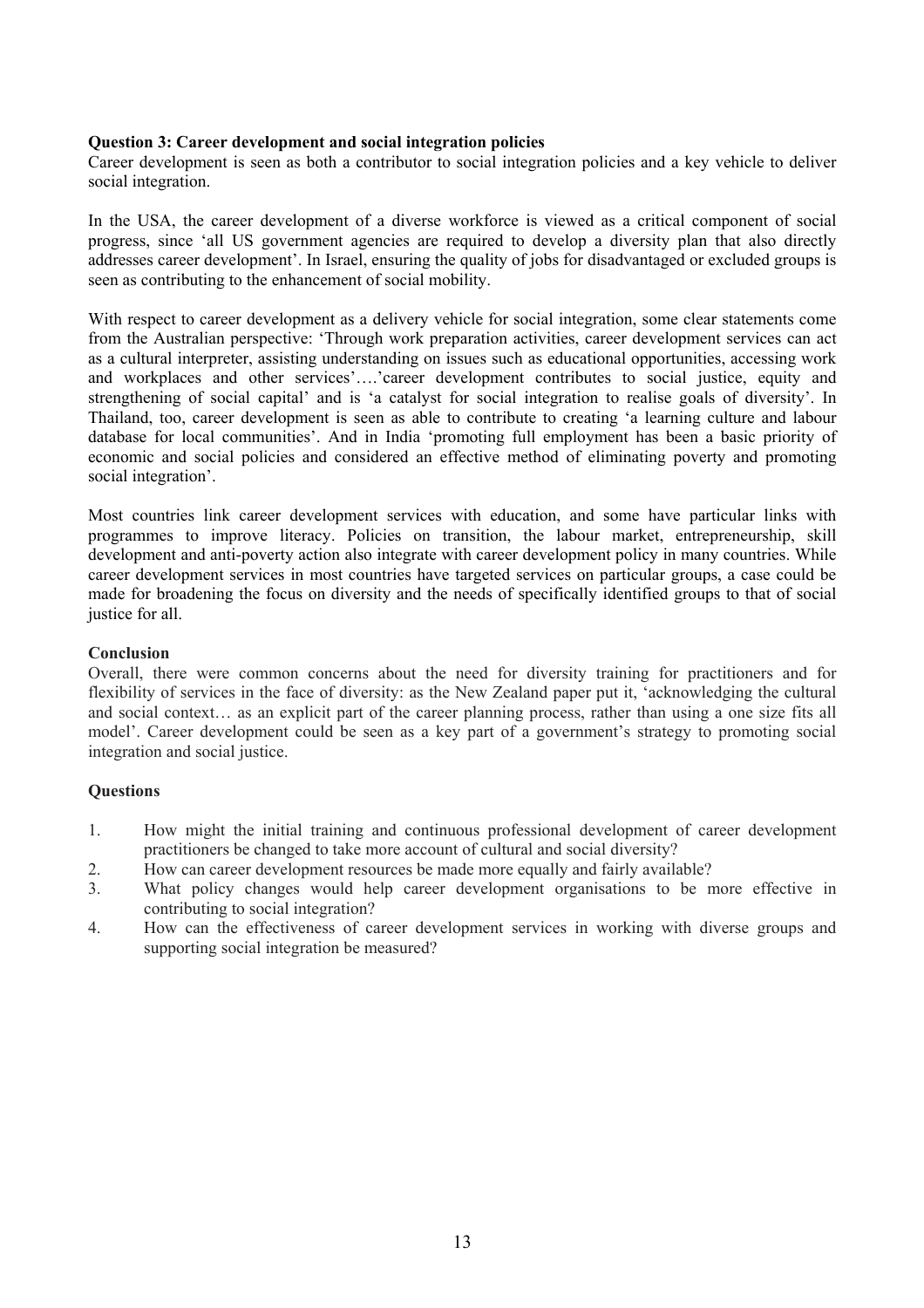**Question 3: Career development and social integration policies**

Career development is seen as both a contributor to social integration policies and a key vehicle to deliver social integration.

In the USA, the career development of a diverse workforce is viewed as a critical component of social progress, since 'all US government agencies are required to develop a diversity plan that also directly addresses career development'. In Israel, ensuring the quality of jobs for disadvantaged or excluded groups is seen as contributing to the enhancement of social mobility.

With respect to career development as a delivery vehicle for social integration, some clear statements come from the Australian perspective: 'Through work preparation activities, career development services can act as a cultural interpreter, assisting understanding on issues such as educational opportunities, accessing work and workplaces and other services'….'career development contributes to social justice, equity and strengthening of social capital' and is 'a catalyst for social integration to realise goals of diversity'. In Thailand, too, career development is seen as able to contribute to creating 'a learning culture and labour database for local communities'. And in India 'promoting full employment has been a basic priority of economic and social policies and considered an effective method of eliminating poverty and promoting social integration'.

Most countries link career development services with education, and some have particular links with programmes to improve literacy. Policies on transition, the labour market, entrepreneurship, skill development and anti-poverty action also integrate with career development policy in many countries. While career development services in most countries have targeted services on particular groups, a case could be made for broadening the focus on diversity and the needs of specifically identified groups to that of social justice for all.

**Conclusion**

Overall, there were common concerns about the need for diversity training for practitioners and for flexibility of services in the face of diversity: as the New Zealand paper put it, 'acknowledging the cultural and social context… as an explicit part of the career planning process, rather than using a one size fits all model'. Career development could be seen as a key part of a government's strategy to promoting social integration and social justice.

**Questions**

1. How might the initial training and continuous professional development of career development practitioners be changed to take more account of cultural and social diversity?
2. How can career development resources be made more equally and fairly available?
3. What policy changes would help career development organisations to be more effective in contributing to social integration?
4. How can the effectiveness of career development services in working with diverse groups and supporting social integration be measured?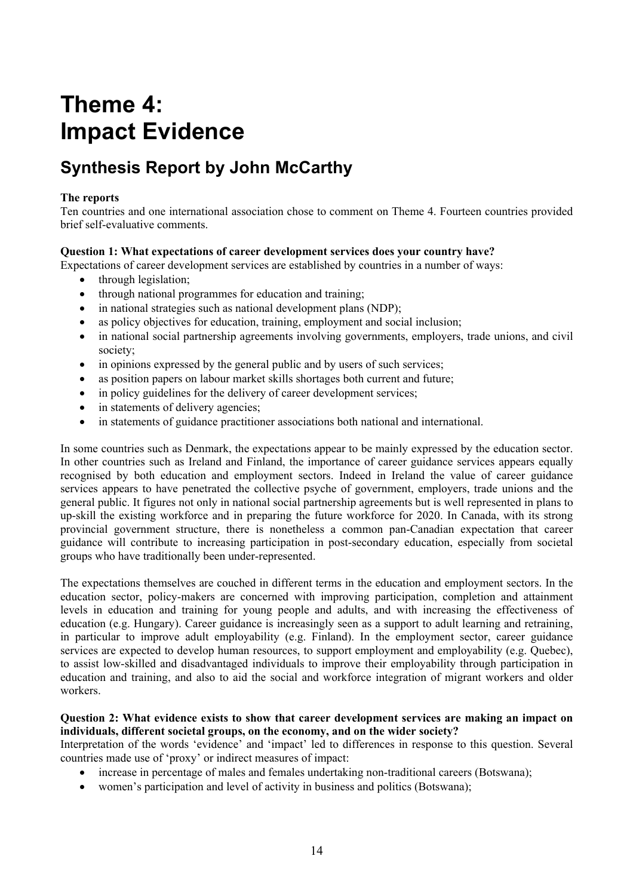# Theme 4: Impact Evidence

## Synthesis Report by John McCarthy

**The reports**

Ten countries and one international association chose to comment on Theme 4. Fourteen countries provided brief self-evaluative comments.

**Question 1: What expectations of career development services does your country have?**

Expectations of career development services are established by countries in a number of ways:

- through legislation;
- through national programmes for education and training;
- in national strategies such as national development plans (NDP);
- as policy objectives for education, training, employment and social inclusion;
- in national social partnership agreements involving governments, employers, trade unions, and civil society;
- in opinions expressed by the general public and by users of such services;
- as position papers on labour market skills shortages both current and future;
- in policy guidelines for the delivery of career development services;
- in statements of delivery agencies;
- in statements of guidance practitioner associations both national and international.

In some countries such as Denmark, the expectations appear to be mainly expressed by the education sector. In other countries such as Ireland and Finland, the importance of career guidance services appears equally recognised by both education and employment sectors. Indeed in Ireland the value of career guidance services appears to have penetrated the collective psyche of government, employers, trade unions and the general public. It figures not only in national social partnership agreements but is well represented in plans to up-skill the existing workforce and in preparing the future workforce for 2020. In Canada, with its strong provincial government structure, there is nonetheless a common pan-Canadian expectation that career guidance will contribute to increasing participation in post-secondary education, especially from societal groups who have traditionally been under-represented.

The expectations themselves are couched in different terms in the education and employment sectors. In the education sector, policy-makers are concerned with improving participation, completion and attainment levels in education and training for young people and adults, and with increasing the effectiveness of education (e.g. Hungary). Career guidance is increasingly seen as a support to adult learning and retraining, in particular to improve adult employability (e.g. Finland). In the employment sector, career guidance services are expected to develop human resources, to support employment and employability (e.g. Quebec), to assist low-skilled and disadvantaged individuals to improve their employability through participation in education and training, and also to aid the social and workforce integration of migrant workers and older workers.

**Question 2: What evidence exists to show that career development services are making an impact on individuals, different societal groups, on the economy, and on the wider society?**

Interpretation of the words 'evidence' and 'impact' led to differences in response to this question. Several countries made use of 'proxy' or indirect measures of impact:

- increase in percentage of males and females undertaking non-traditional careers (Botswana);
- women's participation and level of activity in business and politics (Botswana);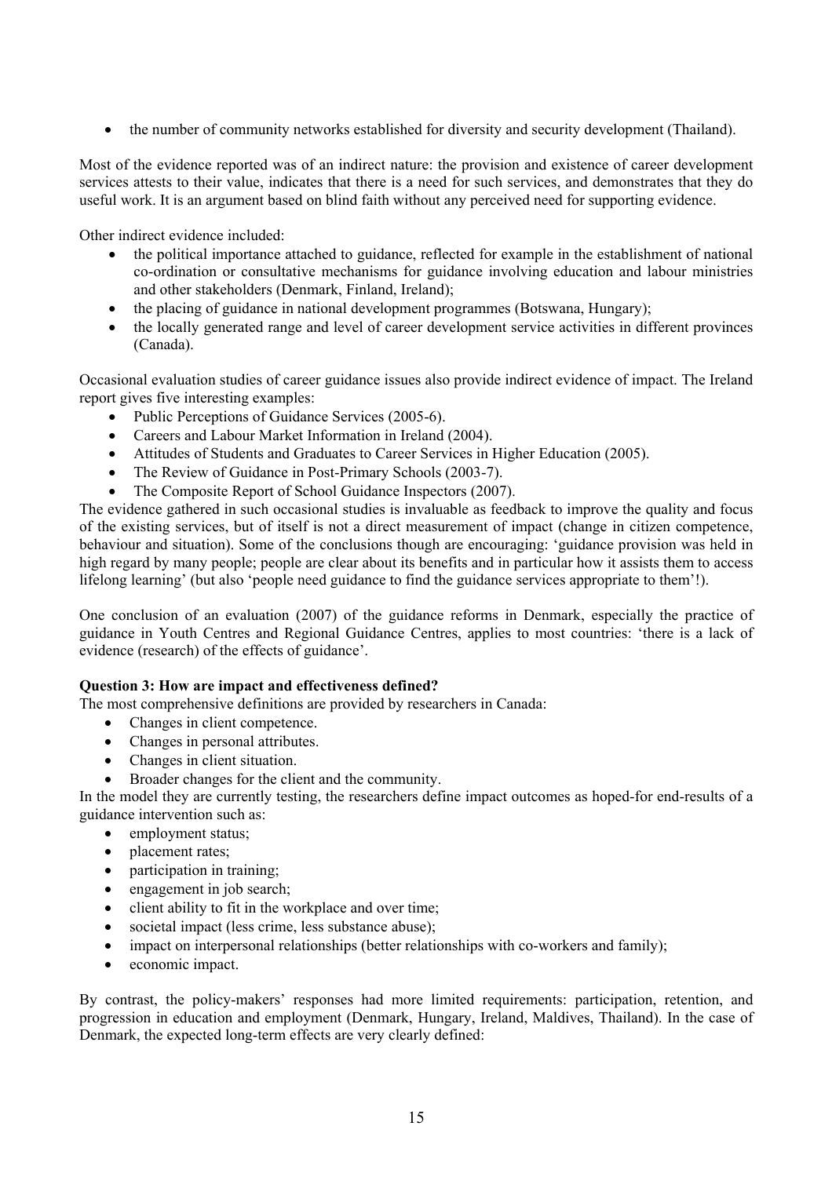- the number of community networks established for diversity and security development (Thailand).

Most of the evidence reported was of an indirect nature: the provision and existence of career development services attests to their value, indicates that there is a need for such services, and demonstrates that they do useful work. It is an argument based on blind faith without any perceived need for supporting evidence.

Other indirect evidence included:

- the political importance attached to guidance, reflected for example in the establishment of national co-ordination or consultative mechanisms for guidance involving education and labour ministries and other stakeholders (Denmark, Finland, Ireland);
- the placing of guidance in national development programmes (Botswana, Hungary);
- the locally generated range and level of career development service activities in different provinces (Canada).

Occasional evaluation studies of career guidance issues also provide indirect evidence of impact. The Ireland report gives five interesting examples:

- Public Perceptions of Guidance Services (2005-6).
- Careers and Labour Market Information in Ireland (2004).
- Attitudes of Students and Graduates to Career Services in Higher Education (2005).
- The Review of Guidance in Post-Primary Schools (2003-7).
- The Composite Report of School Guidance Inspectors (2007).

The evidence gathered in such occasional studies is invaluable as feedback to improve the quality and focus of the existing services, but of itself is not a direct measurement of impact (change in citizen competence, behaviour and situation). Some of the conclusions though are encouraging: 'guidance provision was held in high regard by many people; people are clear about its benefits and in particular how it assists them to access lifelong learning' (but also 'people need guidance to find the guidance services appropriate to them'!).

One conclusion of an evaluation (2007) of the guidance reforms in Denmark, especially the practice of guidance in Youth Centres and Regional Guidance Centres, applies to most countries: 'there is a lack of evidence (research) of the effects of guidance'.

**Question 3: How are impact and effectiveness defined?**

The most comprehensive definitions are provided by researchers in Canada:

- Changes in client competence.
- Changes in personal attributes.
- Changes in client situation.
- Broader changes for the client and the community.

In the model they are currently testing, the researchers define impact outcomes as hoped-for end-results of a guidance intervention such as:

- employment status;
- placement rates;
- participation in training;
- engagement in job search;
- client ability to fit in the workplace and over time;
- societal impact (less crime, less substance abuse);
- impact on interpersonal relationships (better relationships with co-workers and family);
- economic impact.

By contrast, the policy-makers' responses had more limited requirements: participation, retention, and progression in education and employment (Denmark, Hungary, Ireland, Maldives, Thailand). In the case of Denmark, the expected long-term effects are very clearly defined: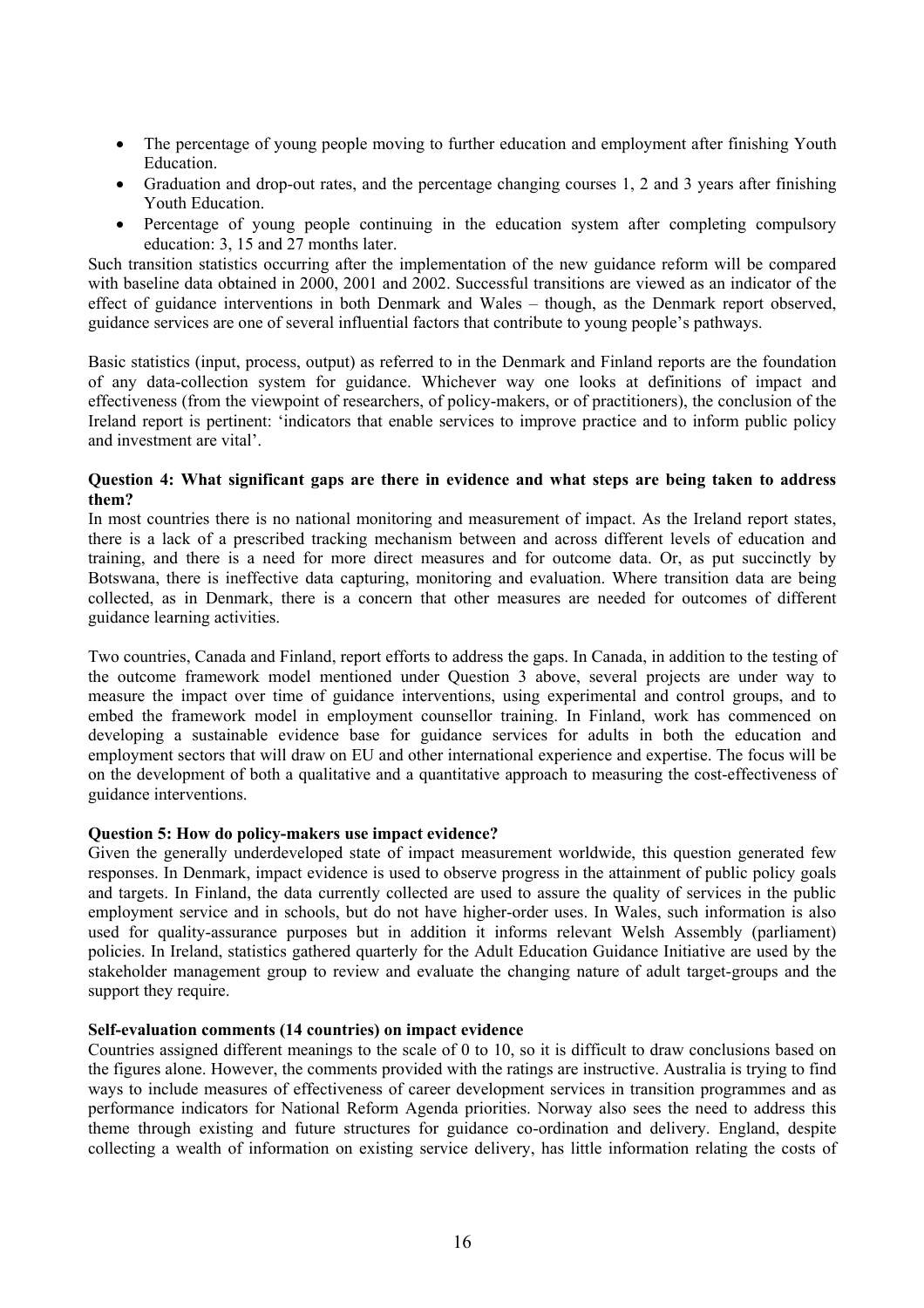- The percentage of young people moving to further education and employment after finishing Youth Education.
- Graduation and drop-out rates, and the percentage changing courses 1, 2 and 3 years after finishing Youth Education.
- Percentage of young people continuing in the education system after completing compulsory education: 3, 15 and 27 months later.

Such transition statistics occurring after the implementation of the new guidance reform will be compared with baseline data obtained in 2000, 2001 and 2002. Successful transitions are viewed as an indicator of the effect of guidance interventions in both Denmark and Wales – though, as the Denmark report observed, guidance services are one of several influential factors that contribute to young people's pathways.

Basic statistics (input, process, output) as referred to in the Denmark and Finland reports are the foundation of any data-collection system for guidance. Whichever way one looks at definitions of impact and effectiveness (from the viewpoint of researchers, of policy-makers, or of practitioners), the conclusion of the Ireland report is pertinent: 'indicators that enable services to improve practice and to inform public policy and investment are vital'.

**Question 4: What significant gaps are there in evidence and what steps are being taken to address them?**

In most countries there is no national monitoring and measurement of impact. As the Ireland report states, there is a lack of a prescribed tracking mechanism between and across different levels of education and training, and there is a need for more direct measures and for outcome data. Or, as put succinctly by Botswana, there is ineffective data capturing, monitoring and evaluation. Where transition data are being collected, as in Denmark, there is a concern that other measures are needed for outcomes of different guidance learning activities.

Two countries, Canada and Finland, report efforts to address the gaps. In Canada, in addition to the testing of the outcome framework model mentioned under Question 3 above, several projects are under way to measure the impact over time of guidance interventions, using experimental and control groups, and to embed the framework model in employment counsellor training. In Finland, work has commenced on developing a sustainable evidence base for guidance services for adults in both the education and employment sectors that will draw on EU and other international experience and expertise. The focus will be on the development of both a qualitative and a quantitative approach to measuring the cost-effectiveness of guidance interventions.

**Question 5: How do policy-makers use impact evidence?**

Given the generally underdeveloped state of impact measurement worldwide, this question generated few responses. In Denmark, impact evidence is used to observe progress in the attainment of public policy goals and targets. In Finland, the data currently collected are used to assure the quality of services in the public employment service and in schools, but do not have higher-order uses. In Wales, such information is also used for quality-assurance purposes but in addition it informs relevant Welsh Assembly (parliament) policies. In Ireland, statistics gathered quarterly for the Adult Education Guidance Initiative are used by the stakeholder management group to review and evaluate the changing nature of adult target-groups and the support they require.

**Self-evaluation comments (14 countries) on impact evidence**

Countries assigned different meanings to the scale of 0 to 10, so it is difficult to draw conclusions based on the figures alone. However, the comments provided with the ratings are instructive. Australia is trying to find ways to include measures of effectiveness of career development services in transition programmes and as performance indicators for National Reform Agenda priorities. Norway also sees the need to address this theme through existing and future structures for guidance co-ordination and delivery. England, despite collecting a wealth of information on existing service delivery, has little information relating the costs of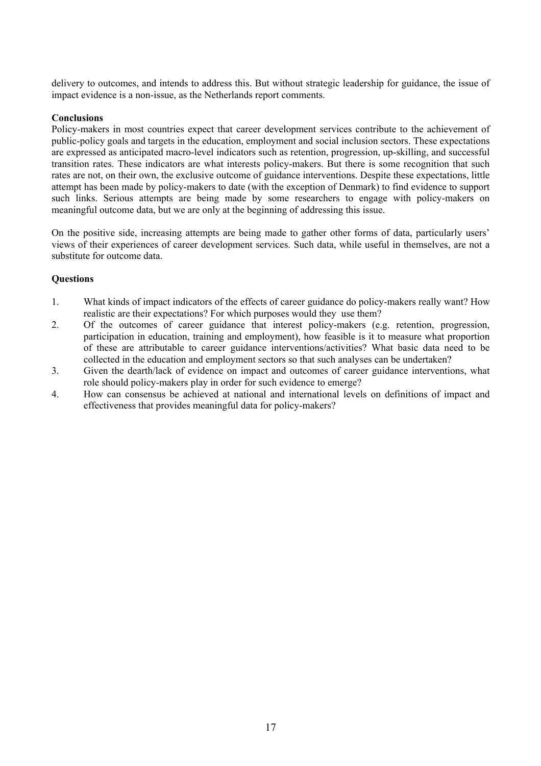delivery to outcomes, and intends to address this. But without strategic leadership for guidance, the issue of impact evidence is a non-issue, as the Netherlands report comments.

**Conclusions**

Policy-makers in most countries expect that career development services contribute to the achievement of public-policy goals and targets in the education, employment and social inclusion sectors. These expectations are expressed as anticipated macro-level indicators such as retention, progression, up-skilling, and successful transition rates. These indicators are what interests policy-makers. But there is some recognition that such rates are not, on their own, the exclusive outcome of guidance interventions. Despite these expectations, little attempt has been made by policy-makers to date (with the exception of Denmark) to find evidence to support such links. Serious attempts are being made by some researchers to engage with policy-makers on meaningful outcome data, but we are only at the beginning of addressing this issue.

On the positive side, increasing attempts are being made to gather other forms of data, particularly users' views of their experiences of career development services. Such data, while useful in themselves, are not a substitute for outcome data.

**Questions**

1. What kinds of impact indicators of the effects of career guidance do policy-makers really want? How realistic are their expectations? For which purposes would they use them?
2. Of the outcomes of career guidance that interest policy-makers (e.g. retention, progression, participation in education, training and employment), how feasible is it to measure what proportion of these are attributable to career guidance interventions/activities? What basic data need to be collected in the education and employment sectors so that such analyses can be undertaken?
3. Given the dearth/lack of evidence on impact and outcomes of career guidance interventions, what role should policy-makers play in order for such evidence to emerge?
4. How can consensus be achieved at national and international levels on definitions of impact and effectiveness that provides meaningful data for policy-makers?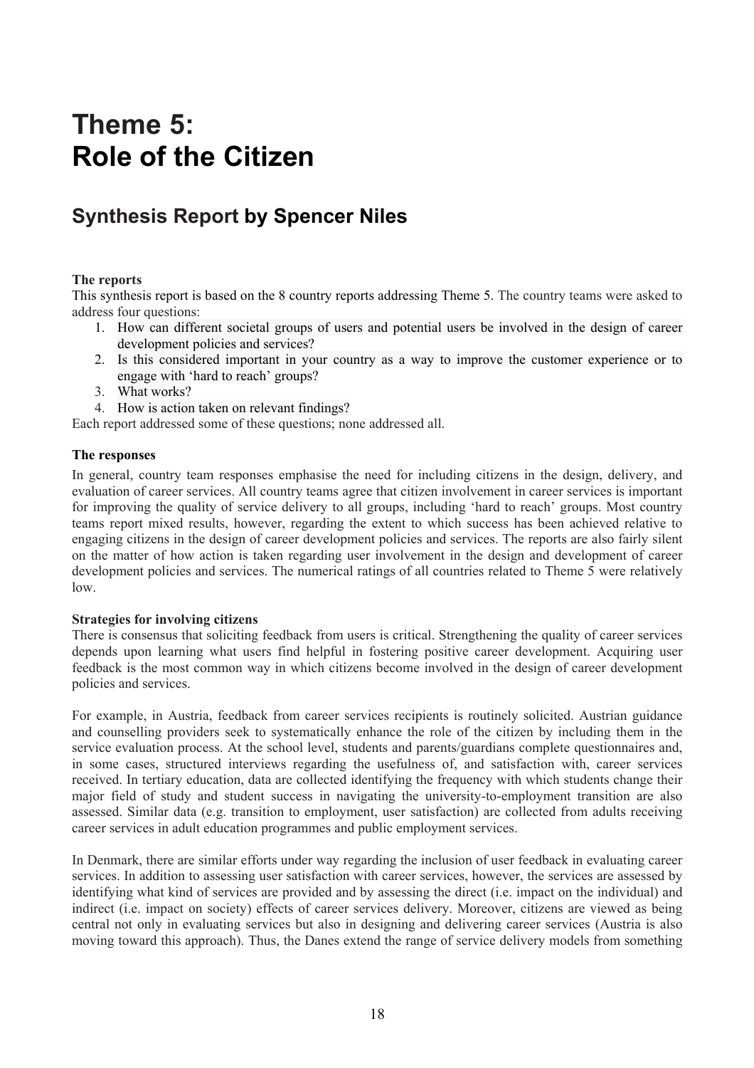# Theme 5:
# Role of the Citizen

## Synthesis Report by Spencer Niles

**The reports**

This synthesis report is based on the 8 country reports addressing Theme 5. The country teams were asked to address four questions:

1. How can different societal groups of users and potential users be involved in the design of career development policies and services?
2. Is this considered important in your country as a way to improve the customer experience or to engage with 'hard to reach' groups?
3. What works?
4. How is action taken on relevant findings?

Each report addressed some of these questions; none addressed all.

**The responses**

In general, country team responses emphasise the need for including citizens in the design, delivery, and evaluation of career services. All country teams agree that citizen involvement in career services is important for improving the quality of service delivery to all groups, including 'hard to reach' groups. Most country teams report mixed results, however, regarding the extent to which success has been achieved relative to engaging citizens in the design of career development policies and services. The reports are also fairly silent on the matter of how action is taken regarding user involvement in the design and development of career development policies and services. The numerical ratings of all countries related to Theme 5 were relatively low.

**Strategies for involving citizens**

There is consensus that soliciting feedback from users is critical. Strengthening the quality of career services depends upon learning what users find helpful in fostering positive career development. Acquiring user feedback is the most common way in which citizens become involved in the design of career development policies and services.

For example, in Austria, feedback from career services recipients is routinely solicited. Austrian guidance and counselling providers seek to systematically enhance the role of the citizen by including them in the service evaluation process. At the school level, students and parents/guardians complete questionnaires and, in some cases, structured interviews regarding the usefulness of, and satisfaction with, career services received. In tertiary education, data are collected identifying the frequency with which students change their major field of study and student success in navigating the university-to-employment transition are also assessed. Similar data (e.g. transition to employment, user satisfaction) are collected from adults receiving career services in adult education programmes and public employment services.

In Denmark, there are similar efforts under way regarding the inclusion of user feedback in evaluating career services. In addition to assessing user satisfaction with career services, however, the services are assessed by identifying what kind of services are provided and by assessing the direct (i.e. impact on the individual) and indirect (i.e. impact on society) effects of career services delivery. Moreover, citizens are viewed as being central not only in evaluating services but also in designing and delivering career services (Austria is also moving toward this approach). Thus, the Danes extend the range of service delivery models from something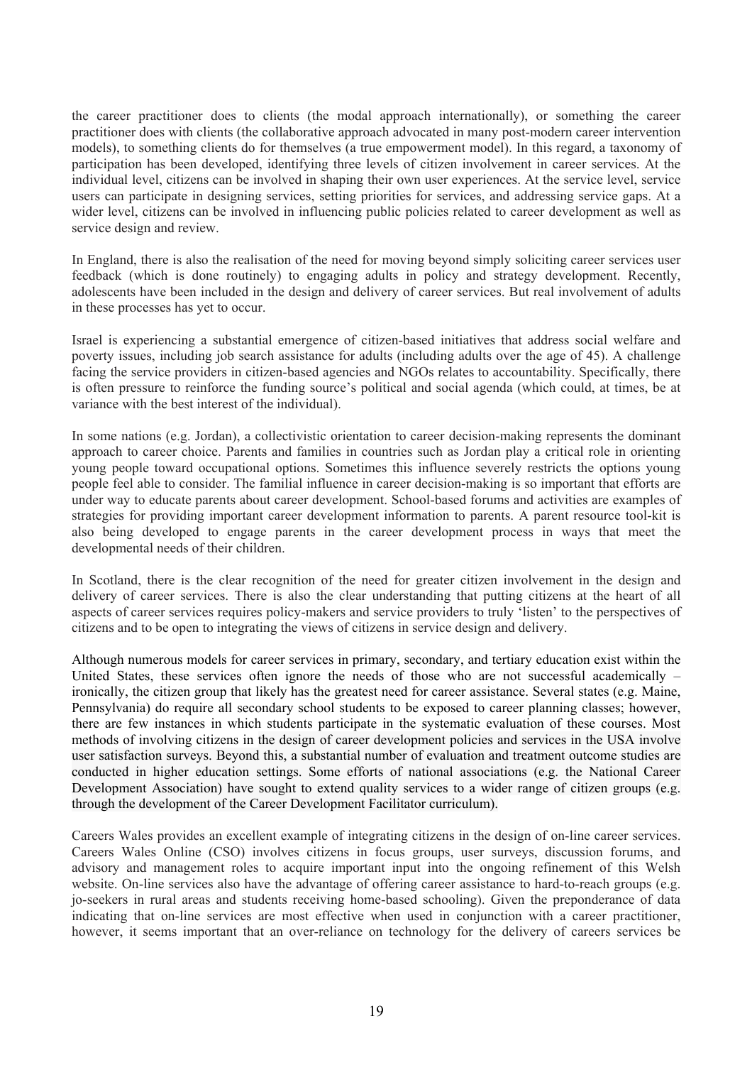the career practitioner does to clients (the modal approach internationally), or something the career practitioner does with clients (the collaborative approach advocated in many post-modern career intervention models), to something clients do for themselves (a true empowerment model). In this regard, a taxonomy of participation has been developed, identifying three levels of citizen involvement in career services. At the individual level, citizens can be involved in shaping their own user experiences. At the service level, service users can participate in designing services, setting priorities for services, and addressing service gaps. At a wider level, citizens can be involved in influencing public policies related to career development as well as service design and review.

In England, there is also the realisation of the need for moving beyond simply soliciting career services user feedback (which is done routinely) to engaging adults in policy and strategy development. Recently, adolescents have been included in the design and delivery of career services. But real involvement of adults in these processes has yet to occur.

Israel is experiencing a substantial emergence of citizen-based initiatives that address social welfare and poverty issues, including job search assistance for adults (including adults over the age of 45). A challenge facing the service providers in citizen-based agencies and NGOs relates to accountability. Specifically, there is often pressure to reinforce the funding source's political and social agenda (which could, at times, be at variance with the best interest of the individual).

In some nations (e.g. Jordan), a collectivistic orientation to career decision-making represents the dominant approach to career choice. Parents and families in countries such as Jordan play a critical role in orienting young people toward occupational options. Sometimes this influence severely restricts the options young people feel able to consider. The familial influence in career decision-making is so important that efforts are under way to educate parents about career development. School-based forums and activities are examples of strategies for providing important career development information to parents. A parent resource tool-kit is also being developed to engage parents in the career development process in ways that meet the developmental needs of their children.

In Scotland, there is the clear recognition of the need for greater citizen involvement in the design and delivery of career services. There is also the clear understanding that putting citizens at the heart of all aspects of career services requires policy-makers and service providers to truly 'listen' to the perspectives of citizens and to be open to integrating the views of citizens in service design and delivery.

Although numerous models for career services in primary, secondary, and tertiary education exist within the United States, these services often ignore the needs of those who are not successful academically – ironically, the citizen group that likely has the greatest need for career assistance. Several states (e.g. Maine, Pennsylvania) do require all secondary school students to be exposed to career planning classes; however, there are few instances in which students participate in the systematic evaluation of these courses. Most methods of involving citizens in the design of career development policies and services in the USA involve user satisfaction surveys. Beyond this, a substantial number of evaluation and treatment outcome studies are conducted in higher education settings. Some efforts of national associations (e.g. the National Career Development Association) have sought to extend quality services to a wider range of citizen groups (e.g. through the development of the Career Development Facilitator curriculum).

Careers Wales provides an excellent example of integrating citizens in the design of on-line career services. Careers Wales Online (CSO) involves citizens in focus groups, user surveys, discussion forums, and advisory and management roles to acquire important input into the ongoing refinement of this Welsh website. On-line services also have the advantage of offering career assistance to hard-to-reach groups (e.g. jo-seekers in rural areas and students receiving home-based schooling). Given the preponderance of data indicating that on-line services are most effective when used in conjunction with a career practitioner, however, it seems important that an over-reliance on technology for the delivery of careers services be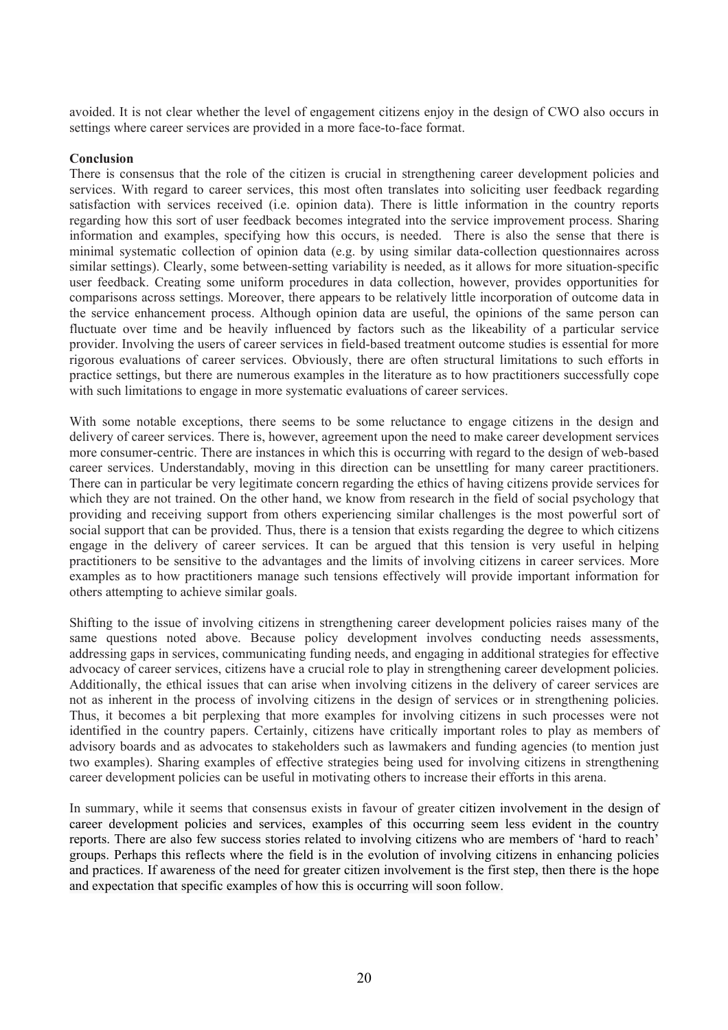avoided. It is not clear whether the level of engagement citizens enjoy in the design of CWO also occurs in settings where career services are provided in a more face-to-face format.

**Conclusion**

There is consensus that the role of the citizen is crucial in strengthening career development policies and services. With regard to career services, this most often translates into soliciting user feedback regarding satisfaction with services received (i.e. opinion data). There is little information in the country reports regarding how this sort of user feedback becomes integrated into the service improvement process. Sharing information and examples, specifying how this occurs, is needed. There is also the sense that there is minimal systematic collection of opinion data (e.g. by using similar data-collection questionnaires across similar settings). Clearly, some between-setting variability is needed, as it allows for more situation-specific user feedback. Creating some uniform procedures in data collection, however, provides opportunities for comparisons across settings. Moreover, there appears to be relatively little incorporation of outcome data in the service enhancement process. Although opinion data are useful, the opinions of the same person can fluctuate over time and be heavily influenced by factors such as the likeability of a particular service provider. Involving the users of career services in field-based treatment outcome studies is essential for more rigorous evaluations of career services. Obviously, there are often structural limitations to such efforts in practice settings, but there are numerous examples in the literature as to how practitioners successfully cope with such limitations to engage in more systematic evaluations of career services.

With some notable exceptions, there seems to be some reluctance to engage citizens in the design and delivery of career services. There is, however, agreement upon the need to make career development services more consumer-centric. There are instances in which this is occurring with regard to the design of web-based career services. Understandably, moving in this direction can be unsettling for many career practitioners. There can in particular be very legitimate concern regarding the ethics of having citizens provide services for which they are not trained. On the other hand, we know from research in the field of social psychology that providing and receiving support from others experiencing similar challenges is the most powerful sort of social support that can be provided. Thus, there is a tension that exists regarding the degree to which citizens engage in the delivery of career services. It can be argued that this tension is very useful in helping practitioners to be sensitive to the advantages and the limits of involving citizens in career services. More examples as to how practitioners manage such tensions effectively will provide important information for others attempting to achieve similar goals.

Shifting to the issue of involving citizens in strengthening career development policies raises many of the same questions noted above. Because policy development involves conducting needs assessments, addressing gaps in services, communicating funding needs, and engaging in additional strategies for effective advocacy of career services, citizens have a crucial role to play in strengthening career development policies. Additionally, the ethical issues that can arise when involving citizens in the delivery of career services are not as inherent in the process of involving citizens in the design of services or in strengthening policies. Thus, it becomes a bit perplexing that more examples for involving citizens in such processes were not identified in the country papers. Certainly, citizens have critically important roles to play as members of advisory boards and as advocates to stakeholders such as lawmakers and funding agencies (to mention just two examples). Sharing examples of effective strategies being used for involving citizens in strengthening career development policies can be useful in motivating others to increase their efforts in this arena.

In summary, while it seems that consensus exists in favour of greater citizen involvement in the design of career development policies and services, examples of this occurring seem less evident in the country reports. There are also few success stories related to involving citizens who are members of 'hard to reach' groups. Perhaps this reflects where the field is in the evolution of involving citizens in enhancing policies and practices. If awareness of the need for greater citizen involvement is the first step, then there is the hope and expectation that specific examples of how this is occurring will soon follow.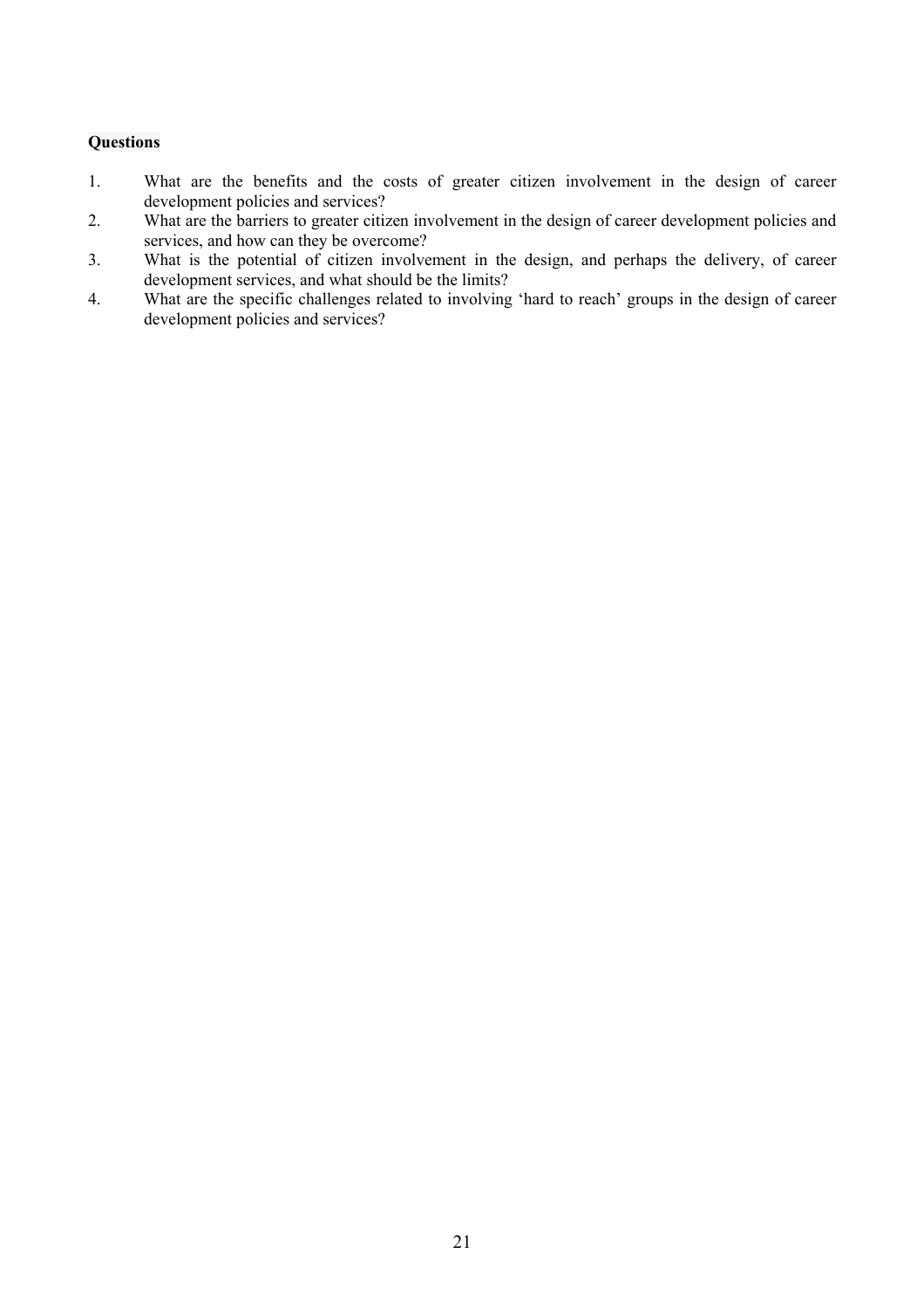**Questions**

1. What are the benefits and the costs of greater citizen involvement in the design of career development policies and services?
2. What are the barriers to greater citizen involvement in the design of career development policies and services, and how can they be overcome?
3. What is the potential of citizen involvement in the design, and perhaps the delivery, of career development services, and what should be the limits?
4. What are the specific challenges related to involving 'hard to reach' groups in the design of career development policies and services?